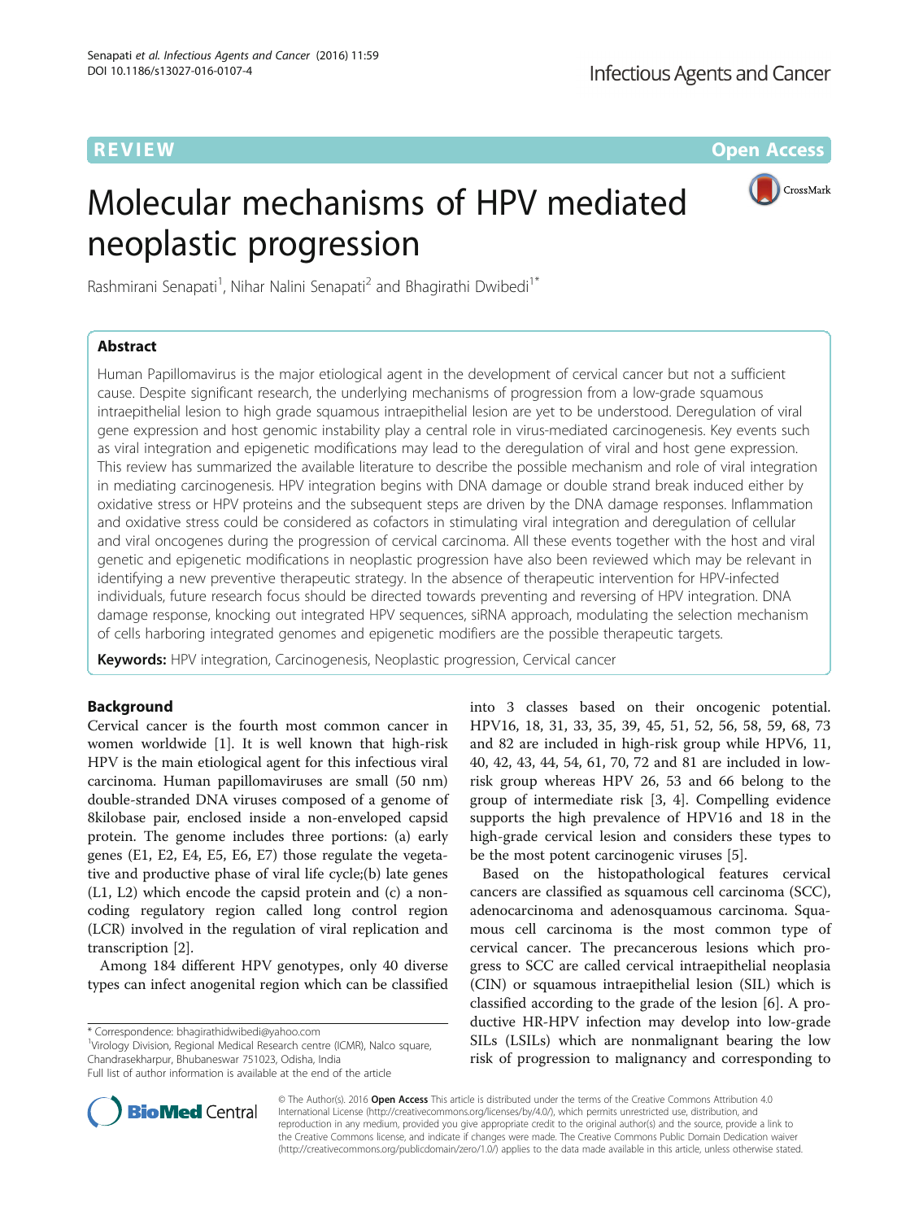REVIEW Open Access

# Molecular mechanisms of HPV mediated neoplastic progression

Rashmirani Senapati[1], Nihar Nalini Senapati[2] and Bhagirathi Dwibedi[1*]

## Abstract

Human Papillomavirus is the major etiological agent in the development of cervical cancer but not a sufficient cause. Despite significant research, the underlying mechanisms of progression from a low-grade squamous intraepithelial lesion to high grade squamous intraepithelial lesion are yet to be understood. Deregulation of viral gene expression and host genomic instability play a central role in virus-mediated carcinogenesis. Key events such as viral integration and epigenetic modifications may lead to the deregulation of viral and host gene expression. This review has summarized the available literature to describe the possible mechanism and role of viral integration in mediating carcinogenesis. HPV integration begins with DNA damage or double strand break induced either by oxidative stress or HPV proteins and the subsequent steps are driven by the DNA damage responses. Inflammation and oxidative stress could be considered as cofactors in stimulating viral integration and deregulation of cellular and viral oncogenes during the progression of cervical carcinoma. All these events together with the host and viral genetic and epigenetic modifications in neoplastic progression have also been reviewed which may be relevant in identifying a new preventive therapeutic strategy. In the absence of therapeutic intervention for HPV-infected individuals, future research focus should be directed towards preventing and reversing of HPV integration. DNA damage response, knocking out integrated HPV sequences, siRNA approach, modulating the selection mechanism of cells harboring integrated genomes and epigenetic modifiers are the possible therapeutic targets.

**Keywords:** HPV integration, Carcinogenesis, Neoplastic progression, Cervical cancer

## Background

Cervical cancer is the fourth most common cancer in women worldwide [1]. It is well known that high-risk HPV is the main etiological agent for this infectious viral carcinoma. Human papillomaviruses are small (50 nm) double-stranded DNA viruses composed of a genome of 8kilobase pair, enclosed inside a non-enveloped capsid protein. The genome includes three portions: (a) early genes (E1, E2, E4, E5, E6, E7) those regulate the vegetative and productive phase of viral life cycle;(b) late genes (L1, L2) which encode the capsid protein and (c) a non-coding regulatory region called long control region (LCR) involved in the regulation of viral replication and transcription [2].

Among 184 different HPV genotypes, only 40 diverse types can infect anogenital region which can be classified into 3 classes based on their oncogenic potential. HPV16, 18, 31, 33, 35, 39, 45, 51, 52, 56, 58, 59, 68, 73 and 82 are included in high-risk group while HPV6, 11, 40, 42, 43, 44, 54, 61, 70, 72 and 81 are included in low-risk group whereas HPV 26, 53 and 66 belong to the group of intermediate risk [3, 4]. Compelling evidence supports the high prevalence of HPV16 and 18 in the high-grade cervical lesion and considers these types to be the most potent carcinogenic viruses [5].

Based on the histopathological features cervical cancers are classified as squamous cell carcinoma (SCC), adenocarcinoma and adenosquamous carcinoma. Squamous cell carcinoma is the most common type of cervical cancer. The precancerous lesions which progress to SCC are called cervical intraepithelial neoplasia (CIN) or squamous intraepithelial lesion (SIL) which is classified according to the grade of the lesion [6]. A productive HR-HPV infection may develop into low-grade SILs (LSILs) which are nonmalignant bearing the low risk of progression to malignancy and corresponding to

* Correspondence: bhagirathidwibedi@yahoo.com
[1]Virology Division, Regional Medical Research centre (ICMR), Nalco square, Chandrasekharpur, Bhubaneswar 751023, Odisha, India
Full list of author information is available at the end of the article

© The Author(s). 2016 **Open Access** This article is distributed under the terms of the Creative Commons Attribution 4.0 International License (http://creativecommons.org/licenses/by/4.0/), which permits unrestricted use, distribution, and reproduction in any medium, provided you give appropriate credit to the original author(s) and the source, provide a link to the Creative Commons license, and indicate if changes were made. The Creative Commons Public Domain Dedication waiver (http://creativecommons.org/publicdomain/zero/1.0/) applies to the data made available in this article, unless otherwise stated.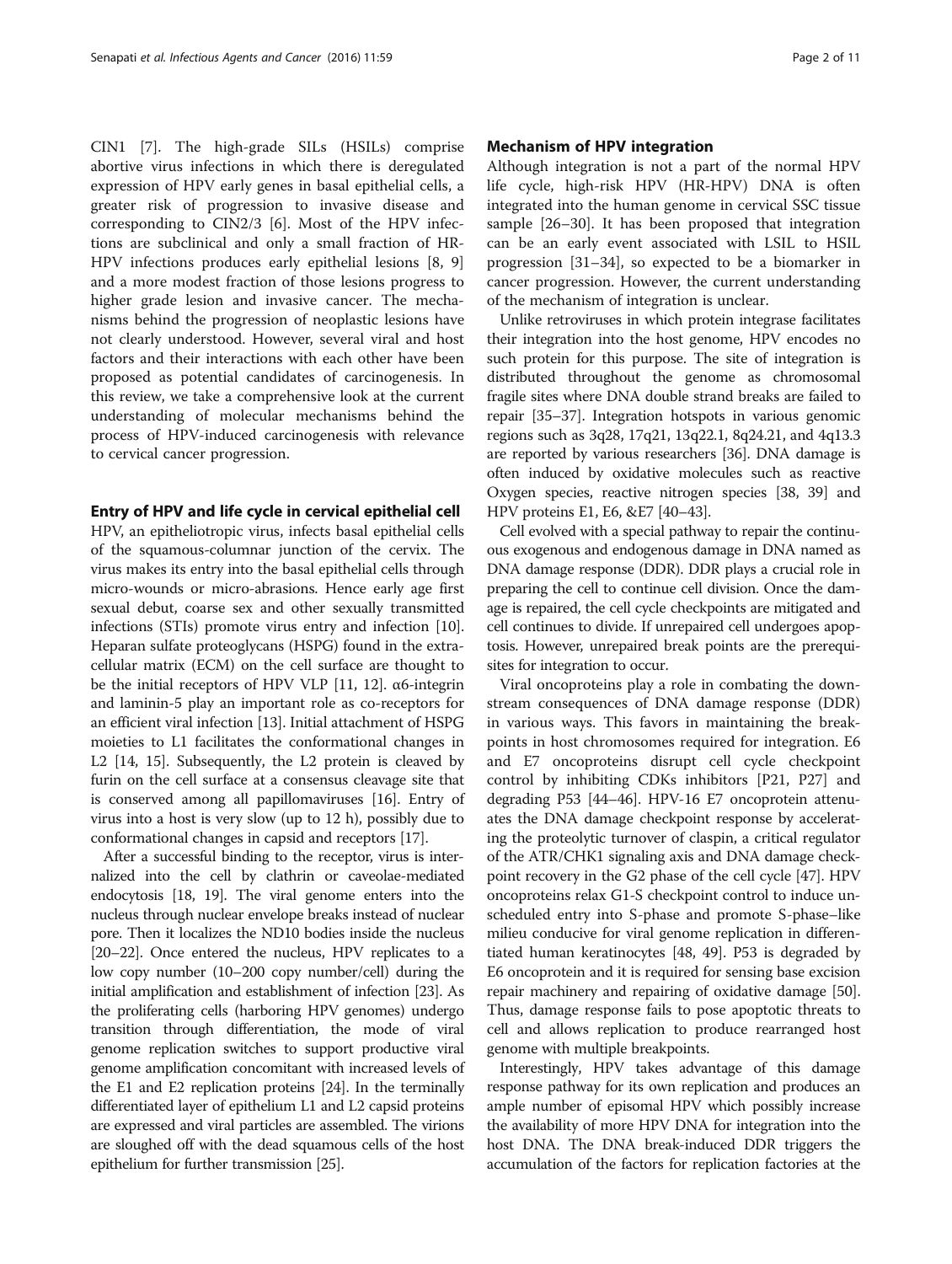CIN1 [7]. The high-grade SILs (HSILs) comprise abortive virus infections in which there is deregulated expression of HPV early genes in basal epithelial cells, a greater risk of progression to invasive disease and corresponding to CIN2/3 [6]. Most of the HPV infections are subclinical and only a small fraction of HR-HPV infections produces early epithelial lesions [8, 9] and a more modest fraction of those lesions progress to higher grade lesion and invasive cancer. The mechanisms behind the progression of neoplastic lesions have not clearly understood. However, several viral and host factors and their interactions with each other have been proposed as potential candidates of carcinogenesis. In this review, we take a comprehensive look at the current understanding of molecular mechanisms behind the process of HPV-induced carcinogenesis with relevance to cervical cancer progression.

## Entry of HPV and life cycle in cervical epithelial cell

HPV, an epitheliotropic virus, infects basal epithelial cells of the squamous-columnar junction of the cervix. The virus makes its entry into the basal epithelial cells through micro-wounds or micro-abrasions. Hence early age first sexual debut, coarse sex and other sexually transmitted infections (STIs) promote virus entry and infection [10]. Heparan sulfate proteoglycans (HSPG) found in the extracellular matrix (ECM) on the cell surface are thought to be the initial receptors of HPV VLP [11, 12]. α6-integrin and laminin-5 play an important role as co-receptors for an efficient viral infection [13]. Initial attachment of HSPG moieties to L1 facilitates the conformational changes in L2 [14, 15]. Subsequently, the L2 protein is cleaved by furin on the cell surface at a consensus cleavage site that is conserved among all papillomaviruses [16]. Entry of virus into a host is very slow (up to 12 h), possibly due to conformational changes in capsid and receptors [17].

After a successful binding to the receptor, virus is internalized into the cell by clathrin or caveolae-mediated endocytosis [18, 19]. The viral genome enters into the nucleus through nuclear envelope breaks instead of nuclear pore. Then it localizes the ND10 bodies inside the nucleus [20–22]. Once entered the nucleus, HPV replicates to a low copy number (10–200 copy number/cell) during the initial amplification and establishment of infection [23]. As the proliferating cells (harboring HPV genomes) undergo transition through differentiation, the mode of viral genome replication switches to support productive viral genome amplification concomitant with increased levels of the E1 and E2 replication proteins [24]. In the terminally differentiated layer of epithelium L1 and L2 capsid proteins are expressed and viral particles are assembled. The virions are sloughed off with the dead squamous cells of the host epithelium for further transmission [25].

## Mechanism of HPV integration

Although integration is not a part of the normal HPV life cycle, high-risk HPV (HR-HPV) DNA is often integrated into the human genome in cervical SSC tissue sample [26–30]. It has been proposed that integration can be an early event associated with LSIL to HSIL progression [31–34], so expected to be a biomarker in cancer progression. However, the current understanding of the mechanism of integration is unclear.

Unlike retroviruses in which protein integrase facilitates their integration into the host genome, HPV encodes no such protein for this purpose. The site of integration is distributed throughout the genome as chromosomal fragile sites where DNA double strand breaks are failed to repair [35–37]. Integration hotspots in various genomic regions such as 3q28, 17q21, 13q22.1, 8q24.21, and 4q13.3 are reported by various researchers [36]. DNA damage is often induced by oxidative molecules such as reactive Oxygen species, reactive nitrogen species [38, 39] and HPV proteins E1, E6, &E7 [40–43].

Cell evolved with a special pathway to repair the continuous exogenous and endogenous damage in DNA named as DNA damage response (DDR). DDR plays a crucial role in preparing the cell to continue cell division. Once the damage is repaired, the cell cycle checkpoints are mitigated and cell continues to divide. If unrepaired cell undergoes apoptosis. However, unrepaired break points are the prerequisites for integration to occur.

Viral oncoproteins play a role in combating the downstream consequences of DNA damage response (DDR) in various ways. This favors in maintaining the breakpoints in host chromosomes required for integration. E6 and E7 oncoproteins disrupt cell cycle checkpoint control by inhibiting CDKs inhibitors [P21, P27] and degrading P53 [44–46]. HPV-16 E7 oncoprotein attenuates the DNA damage checkpoint response by accelerating the proteolytic turnover of claspin, a critical regulator of the ATR/CHK1 signaling axis and DNA damage checkpoint recovery in the G2 phase of the cell cycle [47]. HPV oncoproteins relax G1-S checkpoint control to induce unscheduled entry into S-phase and promote S-phase–like milieu conducive for viral genome replication in differentiated human keratinocytes [48, 49]. P53 is degraded by E6 oncoprotein and it is required for sensing base excision repair machinery and repairing of oxidative damage [50]. Thus, damage response fails to pose apoptotic threats to cell and allows replication to produce rearranged host genome with multiple breakpoints.

Interestingly, HPV takes advantage of this damage response pathway for its own replication and produces an ample number of episomal HPV which possibly increase the availability of more HPV DNA for integration into the host DNA. The DNA break-induced DDR triggers the accumulation of the factors for replication factories at the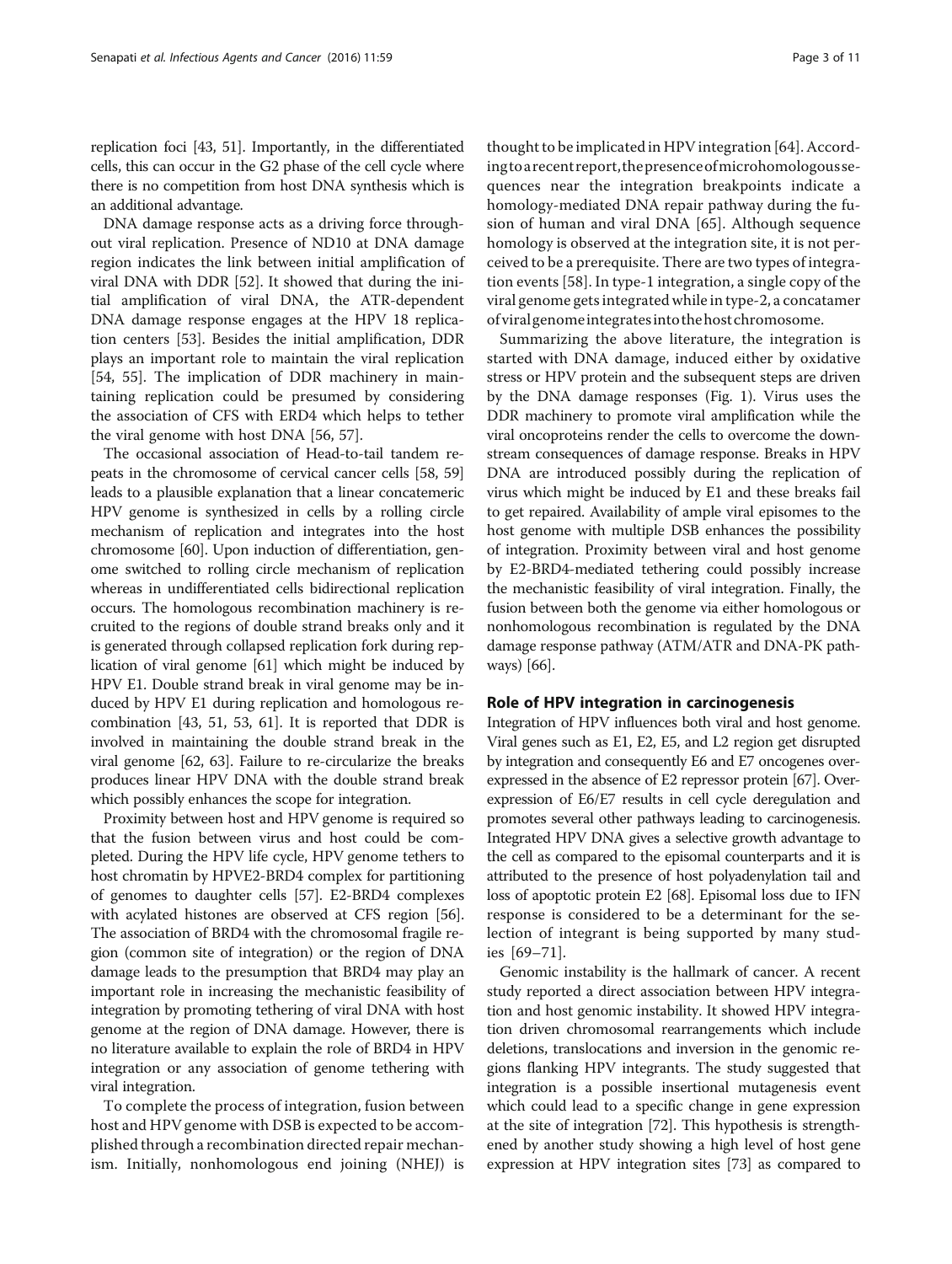replication foci [43, 51]. Importantly, in the differentiated cells, this can occur in the G2 phase of the cell cycle where there is no competition from host DNA synthesis which is an additional advantage.

DNA damage response acts as a driving force throughout viral replication. Presence of ND10 at DNA damage region indicates the link between initial amplification of viral DNA with DDR [52]. It showed that during the initial amplification of viral DNA, the ATR-dependent DNA damage response engages at the HPV 18 replication centers [53]. Besides the initial amplification, DDR plays an important role to maintain the viral replication [54, 55]. The implication of DDR machinery in maintaining replication could be presumed by considering the association of CFS with ERD4 which helps to tether the viral genome with host DNA [56, 57].

The occasional association of Head-to-tail tandem repeats in the chromosome of cervical cancer cells [58, 59] leads to a plausible explanation that a linear concatemeric HPV genome is synthesized in cells by a rolling circle mechanism of replication and integrates into the host chromosome [60]. Upon induction of differentiation, genome switched to rolling circle mechanism of replication whereas in undifferentiated cells bidirectional replication occurs. The homologous recombination machinery is recruited to the regions of double strand breaks only and it is generated through collapsed replication fork during replication of viral genome [61] which might be induced by HPV E1. Double strand break in viral genome may be induced by HPV E1 during replication and homologous recombination [43, 51, 53, 61]. It is reported that DDR is involved in maintaining the double strand break in the viral genome [62, 63]. Failure to re-circularize the breaks produces linear HPV DNA with the double strand break which possibly enhances the scope for integration.

Proximity between host and HPV genome is required so that the fusion between virus and host could be completed. During the HPV life cycle, HPV genome tethers to host chromatin by HPVE2-BRD4 complex for partitioning of genomes to daughter cells [57]. E2-BRD4 complexes with acylated histones are observed at CFS region [56]. The association of BRD4 with the chromosomal fragile region (common site of integration) or the region of DNA damage leads to the presumption that BRD4 may play an important role in increasing the mechanistic feasibility of integration by promoting tethering of viral DNA with host genome at the region of DNA damage. However, there is no literature available to explain the role of BRD4 in HPV integration or any association of genome tethering with viral integration.

To complete the process of integration, fusion between host and HPV genome with DSB is expected to be accomplished through a recombination directed repair mechanism. Initially, nonhomologous end joining (NHEJ) is thought to be implicated in HPV integration [64]. According to a recent report, the presence of microhomologous sequences near the integration breakpoints indicate a homology-mediated DNA repair pathway during the fusion of human and viral DNA [65]. Although sequence homology is observed at the integration site, it is not perceived to be a prerequisite. There are two types of integration events [58]. In type-1 integration, a single copy of the viral genome gets integrated while in type-2, a concatamer of viral genome integrates into the host chromosome.

Summarizing the above literature, the integration is started with DNA damage, induced either by oxidative stress or HPV protein and the subsequent steps are driven by the DNA damage responses (Fig. 1). Virus uses the DDR machinery to promote viral amplification while the viral oncoproteins render the cells to overcome the downstream consequences of damage response. Breaks in HPV DNA are introduced possibly during the replication of virus which might be induced by E1 and these breaks fail to get repaired. Availability of ample viral episomes to the host genome with multiple DSB enhances the possibility of integration. Proximity between viral and host genome by E2-BRD4-mediated tethering could possibly increase the mechanistic feasibility of viral integration. Finally, the fusion between both the genome via either homologous or nonhomologous recombination is regulated by the DNA damage response pathway (ATM/ATR and DNA-PK pathways) [66].

## Role of HPV integration in carcinogenesis

Integration of HPV influences both viral and host genome. Viral genes such as E1, E2, E5, and L2 region get disrupted by integration and consequently E6 and E7 oncogenes overexpressed in the absence of E2 repressor protein [67]. Overexpression of E6/E7 results in cell cycle deregulation and promotes several other pathways leading to carcinogenesis. Integrated HPV DNA gives a selective growth advantage to the cell as compared to the episomal counterparts and it is attributed to the presence of host polyadenylation tail and loss of apoptotic protein E2 [68]. Episomal loss due to IFN response is considered to be a determinant for the selection of integrant is being supported by many studies [69–71].

Genomic instability is the hallmark of cancer. A recent study reported a direct association between HPV integration and host genomic instability. It showed HPV integration driven chromosomal rearrangements which include deletions, translocations and inversion in the genomic regions flanking HPV integrants. The study suggested that integration is a possible insertional mutagenesis event which could lead to a specific change in gene expression at the site of integration [72]. This hypothesis is strengthened by another study showing a high level of host gene expression at HPV integration sites [73] as compared to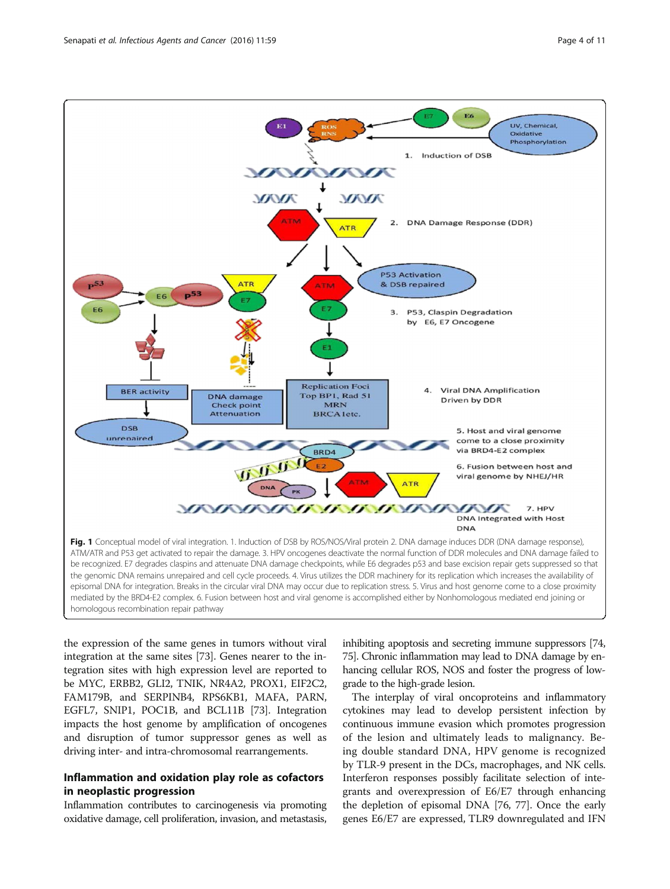**Fig. 1** Conceptual model of viral integration. 1. Induction of DSB by ROS/NOS/Viral protein 2. DNA damage induces DDR (DNA damage response), ATM/ATR and P53 get activated to repair the damage. 3. HPV oncogenes deactivate the normal function of DDR molecules and DNA damage failed to be recognized. E7 degrades claspins and attenuate DNA damage checkpoints, while E6 degrades p53 and base excision repair gets suppressed so that the genomic DNA remains unrepaired and cell cycle proceeds. 4. Virus utilizes the DDR machinery for its replication which increases the availability of episomal DNA for integration. Breaks in the circular viral DNA may occur due to replication stress. 5. Virus and host genome come to a close proximity mediated by the BRD4-E2 complex. 6. Fusion between host and viral genome is accomplished either by Nonhomologous mediated end joining or homologous recombination repair pathway

the expression of the same genes in tumors without viral integration at the same sites [73]. Genes nearer to the integration sites with high expression level are reported to be MYC, ERBB2, GLI2, TNIK, NR4A2, PROX1, EIF2C2, FAM179B, and SERPINB4, RPS6KB1, MAFA, PARN, EGFL7, SNIP1, POC1B, and BCL11B [73]. Integration impacts the host genome by amplification of oncogenes and disruption of tumor suppressor genes as well as driving inter- and intra-chromosomal rearrangements.

## Inflammation and oxidation play role as cofactors in neoplastic progression

Inflammation contributes to carcinogenesis via promoting oxidative damage, cell proliferation, invasion, and metastasis, inhibiting apoptosis and secreting immune suppressors [74, 75]. Chronic inflammation may lead to DNA damage by enhancing cellular ROS, NOS and foster the progress of low-grade to the high-grade lesion.

The interplay of viral oncoproteins and inflammatory cytokines may lead to develop persistent infection by continuous immune evasion which promotes progression of the lesion and ultimately leads to malignancy. Being double standard DNA, HPV genome is recognized by TLR-9 present in the DCs, macrophages, and NK cells. Interferon responses possibly facilitate selection of integrants and overexpression of E6/E7 through enhancing the depletion of episomal DNA [76, 77]. Once the early genes E6/E7 are expressed, TLR9 downregulated and IFN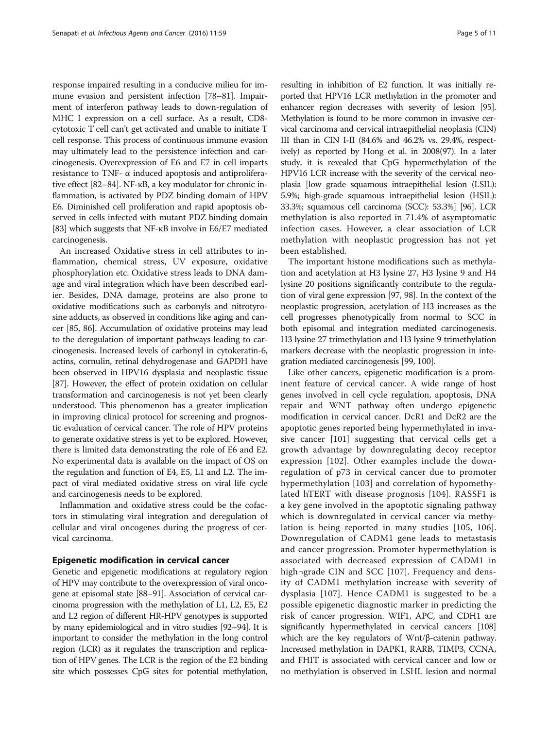response impaired resulting in a conducive milieu for immune evasion and persistent infection [78–81]. Impairment of interferon pathway leads to down-regulation of MHC I expression on a cell surface. As a result, CD8-cytotoxic T cell can't get activated and unable to initiate T cell response. This process of continuous immune evasion may ultimately lead to the persistence infection and carcinogenesis. Overexpression of E6 and E7 in cell imparts resistance to TNF- α induced apoptosis and antiproliferative effect [82–84]. NF-κB, a key modulator for chronic inflammation, is activated by PDZ binding domain of HPV E6. Diminished cell proliferation and rapid apoptosis observed in cells infected with mutant PDZ binding domain [83] which suggests that NF-κB involve in E6/E7 mediated carcinogenesis.

An increased Oxidative stress in cell attributes to inflammation, chemical stress, UV exposure, oxidative phosphorylation etc. Oxidative stress leads to DNA damage and viral integration which have been described earlier. Besides, DNA damage, proteins are also prone to oxidative modifications such as carbonyls and nitrotyrosine adducts, as observed in conditions like aging and cancer [85, 86]. Accumulation of oxidative proteins may lead to the deregulation of important pathways leading to carcinogenesis. Increased levels of carbonyl in cytokeratin-6, actins, cornulin, retinal dehydrogenase and GAPDH have been observed in HPV16 dysplasia and neoplastic tissue [87]. However, the effect of protein oxidation on cellular transformation and carcinogenesis is not yet been clearly understood. This phenomenon has a greater implication in improving clinical protocol for screening and prognostic evaluation of cervical cancer. The role of HPV proteins to generate oxidative stress is yet to be explored. However, there is limited data demonstrating the role of E6 and E2. No experimental data is available on the impact of OS on the regulation and function of E4, E5, L1 and L2. The impact of viral mediated oxidative stress on viral life cycle and carcinogenesis needs to be explored.

Inflammation and oxidative stress could be the cofactors in stimulating viral integration and deregulation of cellular and viral oncogenes during the progress of cervical carcinoma.

## Epigenetic modification in cervical cancer

Genetic and epigenetic modifications at regulatory region of HPV may contribute to the overexpression of viral oncogene at episomal state [88–91]. Association of cervical carcinoma progression with the methylation of L1, L2, E5, E2 and L2 region of different HR-HPV genotypes is supported by many epidemiological and in vitro studies [92–94]. It is important to consider the methylation in the long control region (LCR) as it regulates the transcription and replication of HPV genes. The LCR is the region of the E2 binding site which possesses CpG sites for potential methylation, resulting in inhibition of E2 function. It was initially reported that HPV16 LCR methylation in the promoter and enhancer region decreases with severity of lesion [95]. Methylation is found to be more common in invasive cervical carcinoma and cervical intraepithelial neoplasia (CIN) III than in CIN I-II (84.6% and 46.2% vs. 29.4%, respectively) as reported by Hong et al. in 2008(97). In a later study, it is revealed that CpG hypermethylation of the HPV16 LCR increase with the severity of the cervical neoplasia [low grade squamous intraepithelial lesion (LSIL): 5.9%; high-grade squamous intraepithelial lesion (HSIL): 33.3%; squamous cell carcinoma (SCC): 53.3%] [96]. LCR methylation is also reported in 71.4% of asymptomatic infection cases. However, a clear association of LCR methylation with neoplastic progression has not yet been established.

The important histone modifications such as methylation and acetylation at H3 lysine 27, H3 lysine 9 and H4 lysine 20 positions significantly contribute to the regulation of viral gene expression [97, 98]. In the context of the neoplastic progression, acetylation of H3 increases as the cell progresses phenotypically from normal to SCC in both episomal and integration mediated carcinogenesis. H3 lysine 27 trimethylation and H3 lysine 9 trimethylation markers decrease with the neoplastic progression in integration mediated carcinogenesis [99, 100].

Like other cancers, epigenetic modification is a prominent feature of cervical cancer. A wide range of host genes involved in cell cycle regulation, apoptosis, DNA repair and WNT pathway often undergo epigenetic modification in cervical cancer. DcR1 and DcR2 are the apoptotic genes reported being hypermethylated in invasive cancer [101] suggesting that cervical cells get a growth advantage by downregulating decoy receptor expression [102]. Other examples include the downregulation of p73 in cervical cancer due to promoter hypermethylation [103] and correlation of hypomethylated hTERT with disease prognosis [104]. RASSF1 is a key gene involved in the apoptotic signaling pathway which is downregulated in cervical cancer via methylation is being reported in many studies [105, 106]. Downregulation of CADM1 gene leads to metastasis and cancer progression. Promoter hypermethylation is associated with decreased expression of CADM1 in high¬grade CIN and SCC [107]. Frequency and density of CADM1 methylation increase with severity of dysplasia [107]. Hence CADM1 is suggested to be a possible epigenetic diagnostic marker in predicting the risk of cancer progression. WIF1, APC, and CDH1 are significantly hypermethylated in cervical cancers [108] which are the key regulators of Wnt/β-catenin pathway. Increased methylation in DAPK1, RARB, TIMP3, CCNA, and FHIT is associated with cervical cancer and low or no methylation is observed in LSHL lesion and normal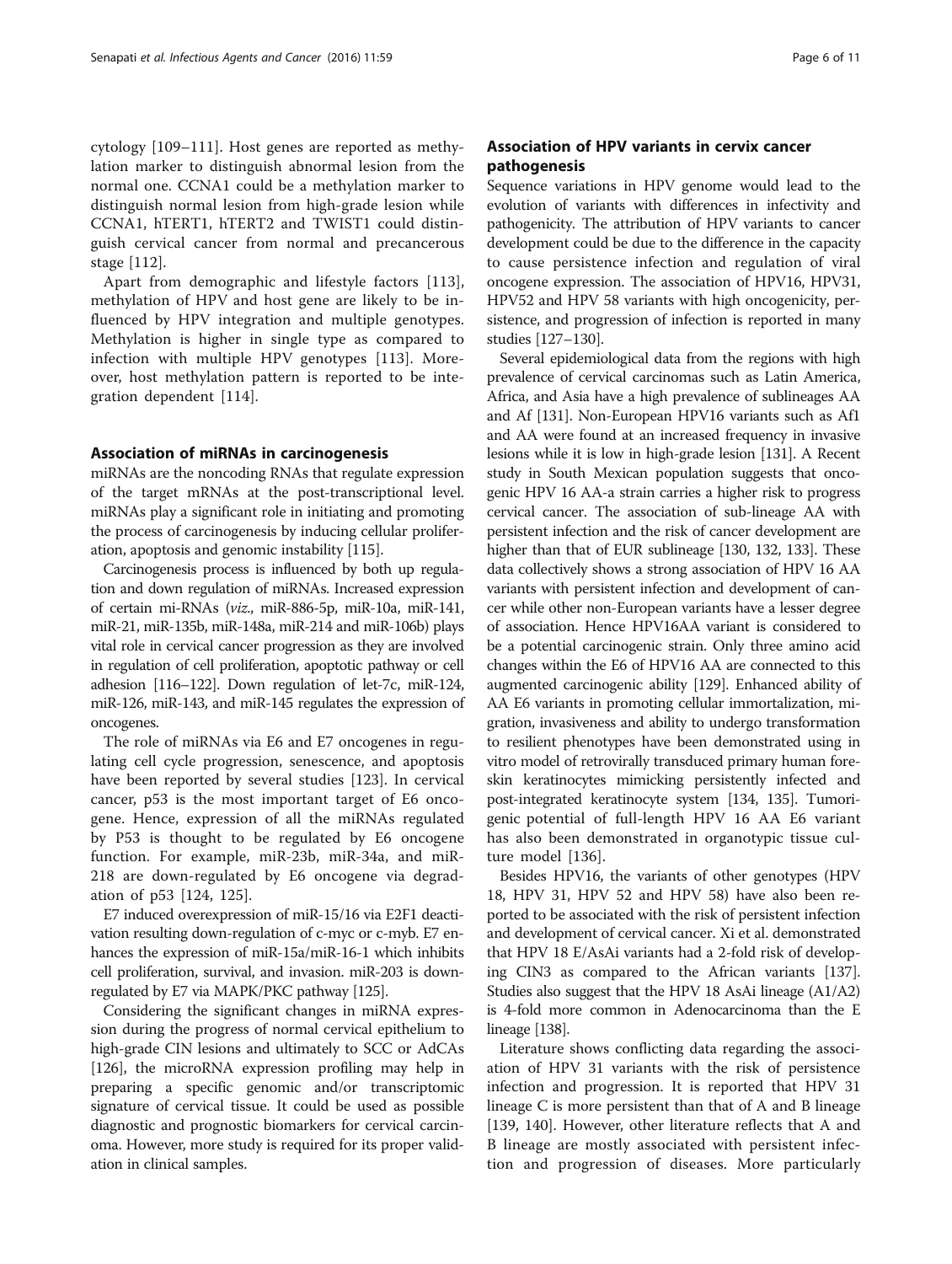cytology [109–111]. Host genes are reported as methylation marker to distinguish abnormal lesion from the normal one. CCNA1 could be a methylation marker to distinguish normal lesion from high-grade lesion while CCNA1, hTERT1, hTERT2 and TWIST1 could distinguish cervical cancer from normal and precancerous stage [112].

Apart from demographic and lifestyle factors [113], methylation of HPV and host gene are likely to be influenced by HPV integration and multiple genotypes. Methylation is higher in single type as compared to infection with multiple HPV genotypes [113]. Moreover, host methylation pattern is reported to be integration dependent [114].

## Association of miRNAs in carcinogenesis

miRNAs are the noncoding RNAs that regulate expression of the target mRNAs at the post-transcriptional level. miRNAs play a significant role in initiating and promoting the process of carcinogenesis by inducing cellular proliferation, apoptosis and genomic instability [115].

Carcinogenesis process is influenced by both up regulation and down regulation of miRNAs. Increased expression of certain mi-RNAs (*viz.*, miR-886-5p, miR-10a, miR-141, miR-21, miR-135b, miR-148a, miR-214 and miR-106b) plays vital role in cervical cancer progression as they are involved in regulation of cell proliferation, apoptotic pathway or cell adhesion [116–122]. Down regulation of let-7c, miR-124, miR-126, miR-143, and miR-145 regulates the expression of oncogenes.

The role of miRNAs via E6 and E7 oncogenes in regulating cell cycle progression, senescence, and apoptosis have been reported by several studies [123]. In cervical cancer, p53 is the most important target of E6 oncogene. Hence, expression of all the miRNAs regulated by P53 is thought to be regulated by E6 oncogene function. For example, miR-23b, miR-34a, and miR-218 are down-regulated by E6 oncogene via degradation of p53 [124, 125].

E7 induced overexpression of miR-15/16 via E2F1 deactivation resulting down-regulation of c-myc or c-myb. E7 enhances the expression of miR-15a/miR-16-1 which inhibits cell proliferation, survival, and invasion. miR-203 is down-regulated by E7 via MAPK/PKC pathway [125].

Considering the significant changes in miRNA expression during the progress of normal cervical epithelium to high-grade CIN lesions and ultimately to SCC or AdCAs [126], the microRNA expression profiling may help in preparing a specific genomic and/or transcriptomic signature of cervical tissue. It could be used as possible diagnostic and prognostic biomarkers for cervical carcinoma. However, more study is required for its proper validation in clinical samples.

## Association of HPV variants in cervix cancer pathogenesis

Sequence variations in HPV genome would lead to the evolution of variants with differences in infectivity and pathogenicity. The attribution of HPV variants to cancer development could be due to the difference in the capacity to cause persistence infection and regulation of viral oncogene expression. The association of HPV16, HPV31, HPV52 and HPV 58 variants with high oncogenicity, persistence, and progression of infection is reported in many studies [127–130].

Several epidemiological data from the regions with high prevalence of cervical carcinomas such as Latin America, Africa, and Asia have a high prevalence of sublineages AA and Af [131]. Non-European HPV16 variants such as Af1 and AA were found at an increased frequency in invasive lesions while it is low in high-grade lesion [131]. A Recent study in South Mexican population suggests that oncogenic HPV 16 AA-a strain carries a higher risk to progress cervical cancer. The association of sub-lineage AA with persistent infection and the risk of cancer development are higher than that of EUR sublineage [130, 132, 133]. These data collectively shows a strong association of HPV 16 AA variants with persistent infection and development of cancer while other non-European variants have a lesser degree of association. Hence HPV16AA variant is considered to be a potential carcinogenic strain. Only three amino acid changes within the E6 of HPV16 AA are connected to this augmented carcinogenic ability [129]. Enhanced ability of AA E6 variants in promoting cellular immortalization, migration, invasiveness and ability to undergo transformation to resilient phenotypes have been demonstrated using in vitro model of retrovirally transduced primary human foreskin keratinocytes mimicking persistently infected and post-integrated keratinocyte system [134, 135]. Tumorigenic potential of full-length HPV 16 AA E6 variant has also been demonstrated in organotypic tissue culture model [136].

Besides HPV16, the variants of other genotypes (HPV 18, HPV 31, HPV 52 and HPV 58) have also been reported to be associated with the risk of persistent infection and development of cervical cancer. Xi et al. demonstrated that HPV 18 E/AsAi variants had a 2-fold risk of developing CIN3 as compared to the African variants [137]. Studies also suggest that the HPV 18 AsAi lineage (A1/A2) is 4-fold more common in Adenocarcinoma than the E lineage [138].

Literature shows conflicting data regarding the association of HPV 31 variants with the risk of persistence infection and progression. It is reported that HPV 31 lineage C is more persistent than that of A and B lineage [139, 140]. However, other literature reflects that A and B lineage are mostly associated with persistent infection and progression of diseases. More particularly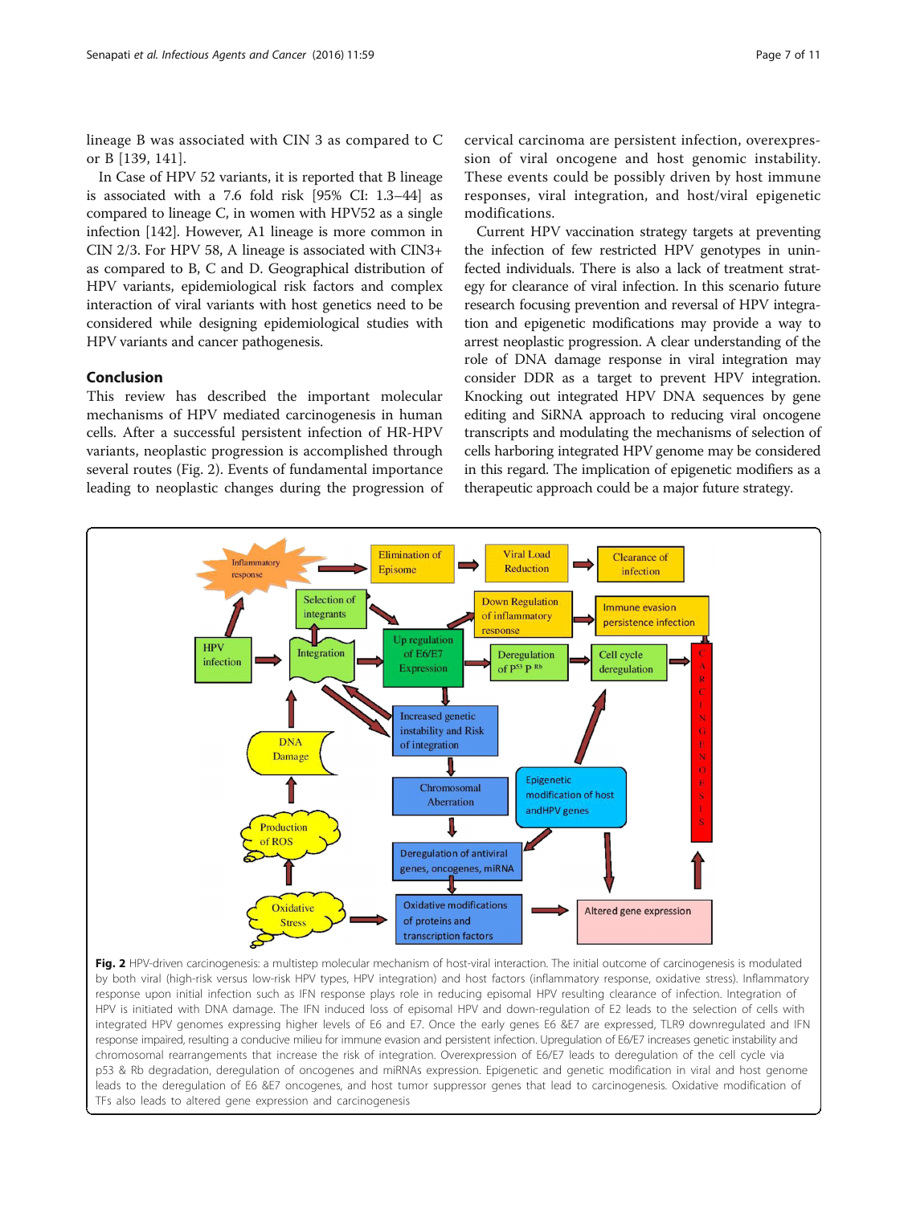lineage B was associated with CIN 3 as compared to C or B [139, 141].

In Case of HPV 52 variants, it is reported that B lineage is associated with a 7.6 fold risk [95% CI: 1.3–44] as compared to lineage C, in women with HPV52 as a single infection [142]. However, A1 lineage is more common in CIN 2/3. For HPV 58, A lineage is associated with CIN3+ as compared to B, C and D. Geographical distribution of HPV variants, epidemiological risk factors and complex interaction of viral variants with host genetics need to be considered while designing epidemiological studies with HPV variants and cancer pathogenesis.

## Conclusion

This review has described the important molecular mechanisms of HPV mediated carcinogenesis in human cells. After a successful persistent infection of HR-HPV variants, neoplastic progression is accomplished through several routes (Fig. 2). Events of fundamental importance leading to neoplastic changes during the progression of cervical carcinoma are persistent infection, overexpression of viral oncogene and host genomic instability. These events could be possibly driven by host immune responses, viral integration, and host/viral epigenetic modifications.

Current HPV vaccination strategy targets at preventing the infection of few restricted HPV genotypes in uninfected individuals. There is also a lack of treatment strategy for clearance of viral infection. In this scenario future research focusing prevention and reversal of HPV integration and epigenetic modifications may provide a way to arrest neoplastic progression. A clear understanding of the role of DNA damage response in viral integration may consider DDR as a target to prevent HPV integration. Knocking out integrated HPV DNA sequences by gene editing and SiRNA approach to reducing viral oncogene transcripts and modulating the mechanisms of selection of cells harboring integrated HPV genome may be considered in this regard. The implication of epigenetic modifiers as a therapeutic approach could be a major future strategy.

**Fig. 2** HPV-driven carcinogenesis: a multistep molecular mechanism of host-viral interaction. The initial outcome of carcinogenesis is modulated by both viral (high-risk versus low-risk HPV types, HPV integration) and host factors (inflammatory response, oxidative stress). Inflammatory response upon initial infection such as IFN response plays role in reducing episomal HPV resulting clearance of infection. Integration of HPV is initiated with DNA damage. The IFN induced loss of episomal HPV and down-regulation of E2 leads to the selection of cells with integrated HPV genomes expressing higher levels of E6 and E7. Once the early genes E6 &E7 are expressed, TLR9 downregulated and IFN response impaired, resulting a conducive milieu for immune evasion and persistent infection. Upregulation of E6/E7 increases genetic instability and chromosomal rearrangements that increase the risk of integration. Overexpression of E6/E7 leads to deregulation of the cell cycle via p53 & Rb degradation, deregulation of oncogenes and miRNAs expression. Epigenetic and genetic modification in viral and host genome leads to the deregulation of E6 &E7 oncogenes, and host tumor suppressor genes that lead to carcinogenesis. Oxidative modification of TFs also leads to altered gene expression and carcinogenesis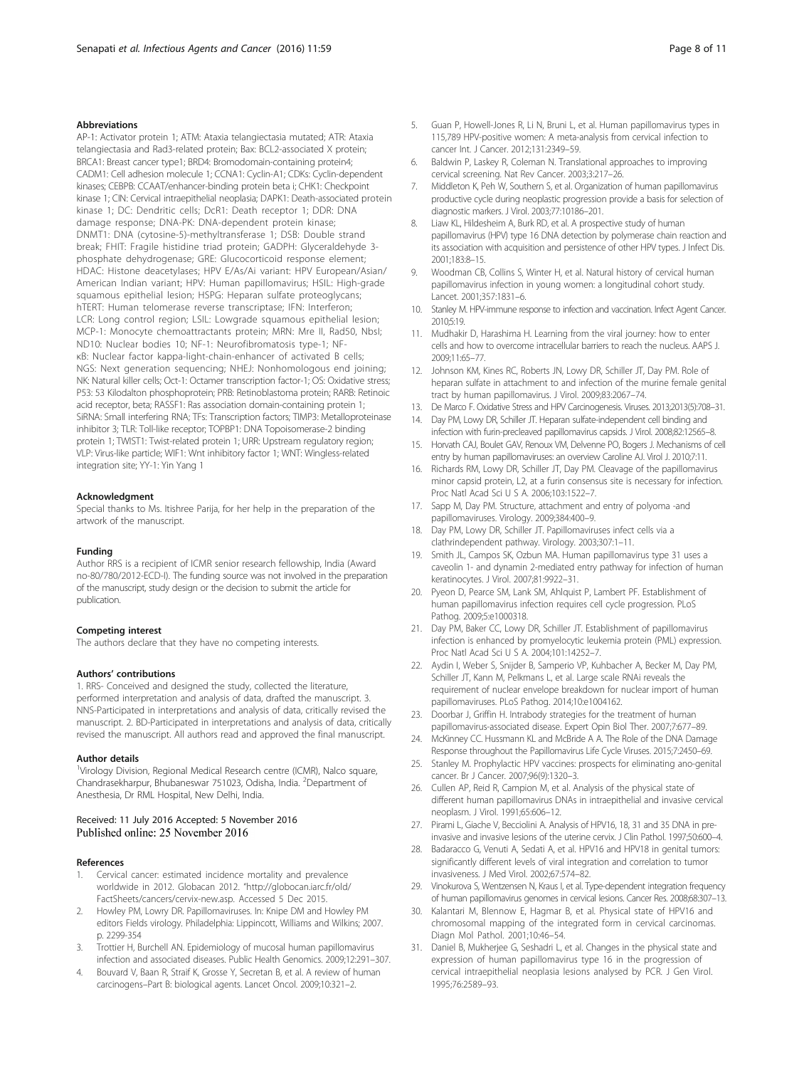### Abbreviations

AP-1: Activator protein 1; ATM: Ataxia telangiectasia mutated; ATR: Ataxia telangiectasia and Rad3-related protein; Bax: BCL2-associated X protein; BRCA1: Breast cancer type1; BRD4: Bromodomain-containing protein4; CADM1: Cell adhesion molecule 1; CCNA1: Cyclin-A1; CDKs: Cyclin-dependent kinases; CEBPB: CCAAT/enhancer-binding protein beta i; CHK1: Checkpoint kinase 1; CIN: Cervical intraepithelial neoplasia; DAPK1: Death-associated protein kinase 1; DC: Dendritic cells; DcR1: Death receptor 1; DDR: DNA damage response; DNA-PK: DNA-dependent protein kinase; DNMT1: DNA (cytosine-5)-methyltransferase 1; DSB: Double strand break; FHIT: Fragile histidine triad protein; GADPH: Glyceraldehyde 3-phosphate dehydrogenase; GRE: Glucocorticoid response element; HDAC: Histone deacetylases; HPV E/As/Ai variant: HPV European/Asian/American Indian variant; HPV: Human papillomavirus; HSIL: High-grade squamous epithelial lesion; HSPG: Heparan sulfate proteoglycans; hTERT: Human telomerase reverse transcriptase; IFN: Interferon; LCR: Long control region; LSIL: Lowgrade squamous epithelial lesion; MCP-1: Monocyte chemoattractants protein; MRN: Mre II, Rad50, Nbsl; ND10: Nuclear bodies 10; NF-1: Neurofibromatosis type-1; NF-κB: Nuclear factor kappa-light-chain-enhancer of activated B cells; NGS: Next generation sequencing; NHEJ: Nonhomologous end joining; NK: Natural killer cells; Oct-1: Octamer transcription factor-1; OS: Oxidative stress; P53: 53 Kilodalton phosphoprotein; PRB: Retinoblastoma protein; RARB: Retinoic acid receptor, beta; RASSF1: Ras association domain-containing protein 1; SiRNA: Small interfering RNA; TFs: Transcription factors; TIMP3: Metalloproteinase inhibitor 3; TLR: Toll-like receptor; TOPBP1: DNA Topoisomerase-2 binding protein 1; TWIST1: Twist-related protein 1; URR: Upstream regulatory region; VLP: Virus-like particle; WIF1: Wnt inhibitory factor 1; WNT: Wingless-related integration site; YY-1: Yin Yang 1

### Acknowledgment

Special thanks to Ms. Itishree Parija, for her help in the preparation of the artwork of the manuscript.

### Funding

Author RRS is a recipient of ICMR senior research fellowship, India (Award no-80/780/2012-ECD-I). The funding source was not involved in the preparation of the manuscript, study design or the decision to submit the article for publication.

### Competing interest

The authors declare that they have no competing interests.

### Authors' contributions

1. RRS- Conceived and designed the study, collected the literature, performed interpretation and analysis of data, drafted the manuscript. 3. NNS-Participated in interpretations and analysis of data, critically revised the manuscript. 2. BD-Participated in interpretations and analysis of data, critically revised the manuscript. All authors read and approved the final manuscript.

### Author details

[1]Virology Division, Regional Medical Research centre (ICMR), Nalco square, Chandrasekharpur, Bhubaneswar 751023, Odisha, India. [2]Department of Anesthesia, Dr RML Hospital, New Delhi, India.

Received: 11 July 2016 Accepted: 5 November 2016
Published online: 25 November 2016

### References

1. Cervical cancer: estimated incidence mortality and prevalence worldwide in 2012. Globacan 2012. "http://globocan.iarc.fr/old/FactSheets/cancers/cervix-new.asp. Accessed 5 Dec 2015.
2. Howley PM, Lowry DR. Papillomaviruses. In: Knipe DM and Howley PM editors Fields virology. Philadelphia: Lippincott, Williams and Wilkins; 2007. p. 2299-354
3. Trottier H, Burchell AN. Epidemiology of mucosal human papillomavirus infection and associated diseases. Public Health Genomics. 2009;12:291–307.
4. Bouvard V, Baan R, Straif K, Grosse Y, Secretan B, et al. A review of human carcinogens–Part B: biological agents. Lancet Oncol. 2009;10:321–2.
5. Guan P, Howell-Jones R, Li N, Bruni L, et al. Human papillomavirus types in 115,789 HPV-positive women: A meta-analysis from cervical infection to cancer Int. J Cancer. 2012;131:2349–59.
6. Baldwin P, Laskey R, Coleman N. Translational approaches to improving cervical screening. Nat Rev Cancer. 2003;3:217–26.
7. Middleton K, Peh W, Southern S, et al. Organization of human papillomavirus productive cycle during neoplastic progression provide a basis for selection of diagnostic markers. J Virol. 2003;77:10186–201.
8. Liaw KL, Hildesheim A, Burk RD, et al. A prospective study of human papillomavirus (HPV) type 16 DNA detection by polymerase chain reaction and its association with acquisition and persistence of other HPV types. J Infect Dis. 2001;183:8–15.
9. Woodman CB, Collins S, Winter H, et al. Natural history of cervical human papillomavirus infection in young women: a longitudinal cohort study. Lancet. 2001;357:1831–6.
10. Stanley M. HPV-immune response to infection and vaccination. Infect Agent Cancer. 2010;5:19.
11. Mudhakir D, Harashima H. Learning from the viral journey: how to enter cells and how to overcome intracellular barriers to reach the nucleus. AAPS J. 2009;11:65–77.
12. Johnson KM, Kines RC, Roberts JN, Lowy DR, Schiller JT, Day PM. Role of heparan sulfate in attachment to and infection of the murine female genital tract by human papillomavirus. J Virol. 2009;83:2067–74.
13. De Marco F. Oxidative Stress and HPV Carcinogenesis. Viruses. 2013;2013(5):708–31.
14. Day PM, Lowy DR, Schiller JT. Heparan sulfate-independent cell binding and infection with furin-precleaved papillomavirus capsids. J Virol. 2008;82:12565–8.
15. Horvath CAJ, Boulet GAV, Renoux VM, Delvenne PO, Bogers J. Mechanisms of cell entry by human papillomaviruses: an overview Caroline AJ. Virol J. 2010;7:11.
16. Richards RM, Lowy DR, Schiller JT, Day PM. Cleavage of the papillomavirus minor capsid protein, L2, at a furin consensus site is necessary for infection. Proc Natl Acad Sci U S A. 2006;103:1522–7.
17. Sapp M, Day PM. Structure, attachment and entry of polyoma -and papillomaviruses. Virology. 2009;384:400–9.
18. Day PM, Lowy DR, Schiller JT. Papillomaviruses infect cells via a clathrindependent pathway. Virology. 2003;307:1–11.
19. Smith JL, Campos SK, Ozbun MA. Human papillomavirus type 31 uses a caveolin 1- and dynamin 2-mediated entry pathway for infection of human keratinocytes. J Virol. 2007;81:9922–31.
20. Pyeon D, Pearce SM, Lank SM, Ahlquist P, Lambert PF. Establishment of human papillomavirus infection requires cell cycle progression. PLoS Pathog. 2009;5:e1000318.
21. Day PM, Baker CC, Lowy DR, Schiller JT. Establishment of papillomavirus infection is enhanced by promyelocytic leukemia protein (PML) expression. Proc Natl Acad Sci U S A. 2004;101:14252–7.
22. Aydin I, Weber S, Snijder B, Samperio VP, Kuhbacher A, Becker M, Day PM, Schiller JT, Kann M, Pelkmans L, et al. Large scale RNAi reveals the requirement of nuclear envelope breakdown for nuclear import of human papillomaviruses. PLoS Pathog. 2014;10:e1004162.
23. Doorbar J, Griffin H. Intrabody strategies for the treatment of human papillomavirus-associated disease. Expert Opin Biol Ther. 2007;7:677–89.
24. McKinney CC. Hussmann KL and McBride A A. The Role of the DNA Damage Response throughout the Papillomavirus Life Cycle Viruses. 2015;7:2450–69.
25. Stanley M. Prophylactic HPV vaccines: prospects for eliminating ano-genital cancer. Br J Cancer. 2007;96(9):1320–3.
26. Cullen AP, Reid R, Campion M, et al. Analysis of the physical state of different human papillomavirus DNAs in intraepithelial and invasive cervical neoplasm. J Virol. 1991;65:606–12.
27. Pirami L, Giache V, Becciolini A. Analysis of HPV16, 18, 31 and 35 DNA in pre-invasive and invasive lesions of the uterine cervix. J Clin Pathol. 1997;50:600–4.
28. Badaracco G, Venuti A, Sedati A, et al. HPV16 and HPV18 in genital tumors: significantly different levels of viral integration and correlation to tumor invasiveness. J Med Virol. 2002;67:574–82.
29. Vinokurova S, Wentzensen N, Kraus I, et al. Type-dependent integration frequency of human papillomavirus genomes in cervical lesions. Cancer Res. 2008;68:307–13.
30. Kalantari M, Blennow E, Hagmar B, et al. Physical state of HPV16 and chromosomal mapping of the integrated form in cervical carcinomas. Diagn Mol Pathol. 2001;10:46–54.
31. Daniel B, Mukherjee G, Seshadri L, et al. Changes in the physical state and expression of human papillomavirus type 16 in the progression of cervical intraepithelial neoplasia lesions analysed by PCR. J Gen Virol. 1995;76:2589–93.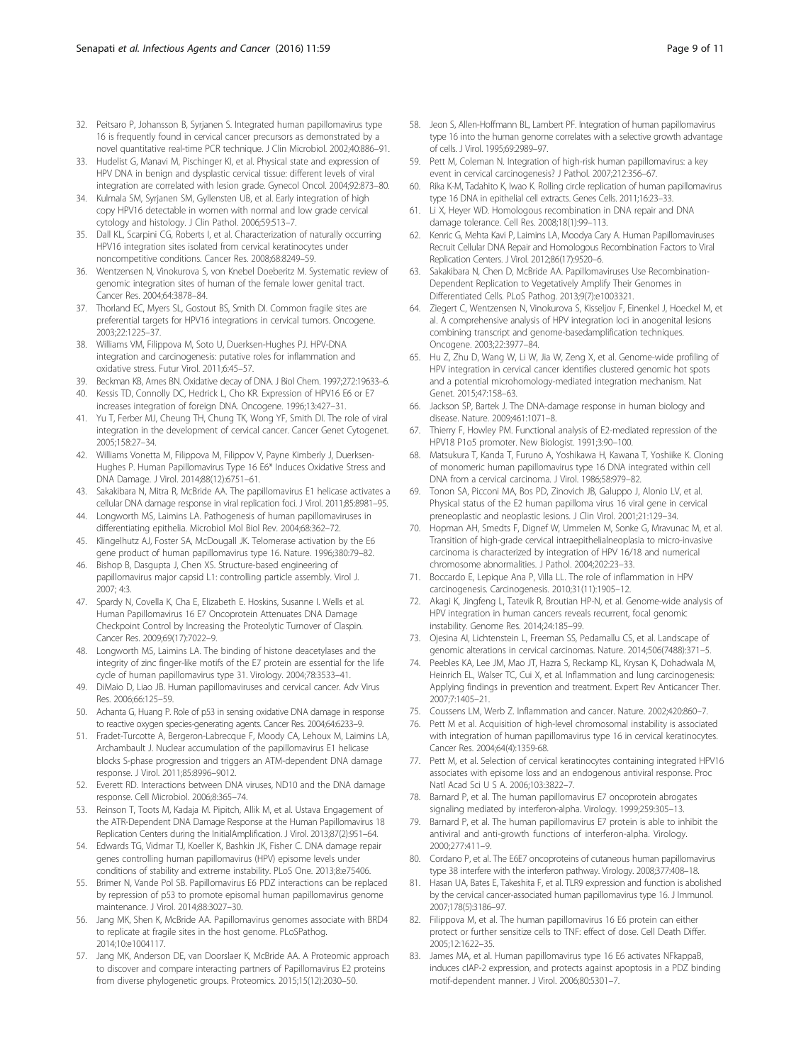32. Peitsaro P, Johansson B, Syrjanen S. Integrated human papillomavirus type 16 is frequently found in cervical cancer precursors as demonstrated by a novel quantitative real-time PCR technique. J Clin Microbiol. 2002;40:886–91.
33. Hudelist G, Manavi M, Pischinger KI, et al. Physical state and expression of HPV DNA in benign and dysplastic cervical tissue: different levels of viral integration are correlated with lesion grade. Gynecol Oncol. 2004;92:873–80.
34. Kulmala SM, Syrjanen SM, Gyllensten UB, et al. Early integration of high copy HPV16 detectable in women with normal and low grade cervical cytology and histology. J Clin Pathol. 2006;59:513–7.
35. Dall KL, Scarpini CG, Roberts I, et al. Characterization of naturally occurring HPV16 integration sites isolated from cervical keratinocytes under noncompetitive conditions. Cancer Res. 2008;68:8249–59.
36. Wentzensen N, Vinokurova S, von Knebel Doeberitz M. Systematic review of genomic integration sites of human of the female lower genital tract. Cancer Res. 2004;64:3878–84.
37. Thorland EC, Myers SL, Gostout BS, Smith DI. Common fragile sites are preferential targets for HPV16 integrations in cervical tumors. Oncogene. 2003;22:1225–37.
38. Williams VM, Filippova M, Soto U, Duerksen-Hughes PJ. HPV-DNA integration and carcinogenesis: putative roles for inflammation and oxidative stress. Futur Virol. 2011;6:45–57.
39. Beckman KB, Ames BN. Oxidative decay of DNA. J Biol Chem. 1997;272:19633–6.
40. Kessis TD, Connolly DC, Hedrick L, Cho KR. Expression of HPV16 E6 or E7 increases integration of foreign DNA. Oncogene. 1996;13:427–31.
41. Yu T, Ferber MJ, Cheung TH, Chung TK, Wong YF, Smith DI. The role of viral integration in the development of cervical cancer. Cancer Genet Cytogenet. 2005;158:27–34.
42. Williams Vonetta M, Filippova M, Filippov V, Payne Kimberly J, Duerksen-Hughes P. Human Papillomavirus Type 16 E6* Induces Oxidative Stress and DNA Damage. J Virol. 2014;88(12):6751–61.
43. Sakakibara N, Mitra R, McBride AA. The papillomavirus E1 helicase activates a cellular DNA damage response in viral replication foci. J Virol. 2011;85:8981–95.
44. Longworth MS, Laimins LA. Pathogenesis of human papillomaviruses in differentiating epithelia. Microbiol Mol Biol Rev. 2004;68:362–72.
45. Klingelhutz AJ, Foster SA, McDougall JK. Telomerase activation by the E6 gene product of human papillomavirus type 16. Nature. 1996;380:79–82.
46. Bishop B, Dasgupta J, Chen XS. Structure-based engineering of papillomavirus major capsid L1: controlling particle assembly. Virol J. 2007; 4:3.
47. Spardy N, Covella K, Cha E, Elizabeth E. Hoskins, Susanne I. Wells et al. Human Papillomavirus 16 E7 Oncoprotein Attenuates DNA Damage Checkpoint Control by Increasing the Proteolytic Turnover of Claspin. Cancer Res. 2009;69(17):7022–9.
48. Longworth MS, Laimins LA. The binding of histone deacetylases and the integrity of zinc finger-like motifs of the E7 protein are essential for the life cycle of human papillomavirus type 31. Virology. 2004;78:3533–41.
49. DiMaio D, Liao JB. Human papillomaviruses and cervical cancer. Adv Virus Res. 2006;66:125–59.
50. Achanta G, Huang P. Role of p53 in sensing oxidative DNA damage in response to reactive oxygen species-generating agents. Cancer Res. 2004;64:6233–9.
51. Fradet-Turcotte A, Bergeron-Labrecque F, Moody CA, Lehoux M, Laimins LA, Archambault J. Nuclear accumulation of the papillomavirus E1 helicase blocks S-phase progression and triggers an ATM-dependent DNA damage response. J Virol. 2011;85:8996–9012.
52. Everett RD. Interactions between DNA viruses, ND10 and the DNA damage response. Cell Microbiol. 2006;8:365–74.
53. Reinson T, Toots M, Kadaja M. Pipitch, Allik M, et al. Ustava Engagement of the ATR-Dependent DNA Damage Response at the Human Papillomavirus 18 Replication Centers during the InitialAmplification. J Virol. 2013;87(2):951–64.
54. Edwards TG, Vidmar TJ, Koeller K, Bashkin JK, Fisher C. DNA damage repair genes controlling human papillomavirus (HPV) episome levels under conditions of stability and extreme instability. PLoS One. 2013;8:e75406.
55. Brimer N, Vande Pol SB. Papillomavirus E6 PDZ interactions can be replaced by repression of p53 to promote episomal human papillomavirus genome maintenance. J Virol. 2014;88:3027–30.
56. Jang MK, Shen K, McBride AA. Papillomavirus genomes associate with BRD4 to replicate at fragile sites in the host genome. PLoSPathog. 2014;10:e1004117.
57. Jang MK, Anderson DE, van Doorslaer K, McBride AA. A Proteomic approach to discover and compare interacting partners of Papillomavirus E2 proteins from diverse phylogenetic groups. Proteomics. 2015;15(12):2030–50.
58. Jeon S, Allen-Hoffmann BL, Lambert PF. Integration of human papillomavirus type 16 into the human genome correlates with a selective growth advantage of cells. J Virol. 1995;69:2989–97.
59. Pett M, Coleman N. Integration of high-risk human papillomavirus: a key event in cervical carcinogenesis? J Pathol. 2007;212:356–67.
60. Rika K-M, Tadahito K, Iwao K. Rolling circle replication of human papillomavirus type 16 DNA in epithelial cell extracts. Genes Cells. 2011;16:23–33.
61. Li X, Heyer WD. Homologous recombination in DNA repair and DNA damage tolerance. Cell Res. 2008;18(1):99–113.
62. Kenric G, Mehta Kavi P, Laimins LA, Moodya Cary A. Human Papillomaviruses Recruit Cellular DNA Repair and Homologous Recombination Factors to Viral Replication Centers. J Virol. 2012;86(17):9520–6.
63. Sakakibara N, Chen D, McBride AA. Papillomaviruses Use Recombination-Dependent Replication to Vegetatively Amplify Their Genomes in Differentiated Cells. PLoS Pathog. 2013;9(7):e1003321.
64. Ziegert C, Wentzensen N, Vinokurova S, Kisseljov F, Einenkel J, Hoeckel M, et al. A comprehensive analysis of HPV integration loci in anogenital lesions combining transcript and genome-basedamplification techniques. Oncogene. 2003;22:3977–84.
65. Hu Z, Zhu D, Wang W, Li W, Jia W, Zeng X, et al. Genome-wide profiling of HPV integration in cervical cancer identifies clustered genomic hot spots and a potential microhomology-mediated integration mechanism. Nat Genet. 2015;47:158–63.
66. Jackson SP, Bartek J. The DNA-damage response in human biology and disease. Nature. 2009;461:1071–8.
67. Thierry F, Howley PM. Functional analysis of E2-mediated repression of the HPV18 P1o5 promoter. New Biologist. 1991;3:90–100.
68. Matsukura T, Kanda T, Furuno A, Yoshikawa H, Kawana T, Yoshiike K. Cloning of monomeric human papillomavirus type 16 DNA integrated within cell DNA from a cervical carcinoma. J Virol. 1986;58:979–82.
69. Tonon SA, Picconi MA, Bos PD, Zinovich JB, Galuppo J, Alonio LV, et al. Physical status of the E2 human papilloma virus 16 viral gene in cervical preneoplastic and neoplastic lesions. J Clin Virol. 2001;21:129–34.
70. Hopman AH, Smedts F, Dignef W, Ummelen M, Sonke G, Mravunac M, et al. Transition of high-grade cervical intraepithelialneoplasia to micro-invasive carcinoma is characterized by integration of HPV 16/18 and numerical chromosome abnormalities. J Pathol. 2004;202:23–33.
71. Boccardo E, Lepique Ana P, Villa LL. The role of inflammation in HPV carcinogenesis. Carcinogenesis. 2010;31(11):1905–12.
72. Akagi K, Jingfeng L, Tatevik R, Broutian HP-N, et al. Genome-wide analysis of HPV integration in human cancers reveals recurrent, focal genomic instability. Genome Res. 2014;24:185–99.
73. Ojesina AI, Lichtenstein L, Freeman SS, Pedamallu CS, et al. Landscape of genomic alterations in cervical carcinomas. Nature. 2014;506(7488):371–5.
74. Peebles KA, Lee JM, Mao JT, Hazra S, Reckamp KL, Krysan K, Dohadwala M, Heinrich EL, Walser TC, Cui X, et al. Inflammation and lung carcinogenesis: Applying findings in prevention and treatment. Expert Rev Anticancer Ther. 2007;7:1405–21.
75. Coussens LM, Werb Z. Inflammation and cancer. Nature. 2002;420:860–7.
76. Pett M et al. Acquisition of high-level chromosomal instability is associated with integration of human papillomavirus type 16 in cervical keratinocytes. Cancer Res. 2004;64(4):1359-68.
77. Pett M, et al. Selection of cervical keratinocytes containing integrated HPV16 associates with episome loss and an endogenous antiviral response. Proc Natl Acad Sci U S A. 2006;103:3822–7.
78. Barnard P, et al. The human papillomavirus E7 oncoprotein abrogates signaling mediated by interferon-alpha. Virology. 1999;259:305–13.
79. Barnard P, et al. The human papillomavirus E7 protein is able to inhibit the antiviral and anti-growth functions of interferon-alpha. Virology. 2000;277:411–9.
80. Cordano P, et al. The E6E7 oncoproteins of cutaneous human papillomavirus type 38 interfere with the interferon pathway. Virology. 2008;377:408–18.
81. Hasan UA, Bates E, Takeshita F, et al. TLR9 expression and function is abolished by the cervical cancer-associated human papillomavirus type 16. J Immunol. 2007;178(5):3186–97.
82. Filippova M, et al. The human papillomavirus 16 E6 protein can either protect or further sensitize cells to TNF: effect of dose. Cell Death Differ. 2005;12:1622–35.
83. James MA, et al. Human papillomavirus type 16 E6 activates NFkappaB, induces cIAP-2 expression, and protects against apoptosis in a PDZ binding motif-dependent manner. J Virol. 2006;80:5301–7.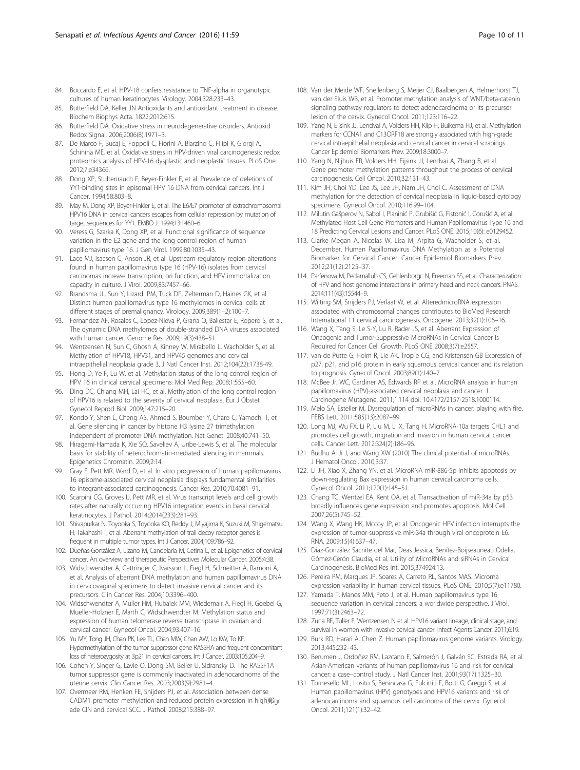84. Boccardo E, et al. HPV-18 confers resistance to TNF-alpha in organotypic cultures of human keratinocytes. Virology. 2004;328:233–43.
85. Butterfield DA. Keller JN Antioxidants and antioxidant treatment in disease. Biochem Biophys Acta. 1822;2012:615.
86. Butterfield DA. Oxidative stress in neurodegenerative disorders. Antioxid Redox Signal. 2006;2006(8):1971–3.
87. De Marco F, Bucaj E, Foppoli C, Fiorini A, Blarzino C, Filipi K, Giorgi A, Schininà ME, et al. Oxidative stress in HPV-driven viral carcinogenesis: redox proteomics analysis of HPV-16 dysplastic and neoplastic tissues. PLoS One. 2012;7:e34366.
88. Dong XP, Stubenrauch F, Beyer-Finkler E, et al. Prevalence of deletions of YY1-binding sites in episomal HPV 16 DNA from cervical cancers. Int J Cancer. 1994;58:803–8.
89. May M, Dong XP, Beyer-Finkler E, et al. The E6/E7 promoter of extrachromosomal HPV16 DNA in cervical cancers escapes from cellular repression by mutation of target sequences for YY1. EMBO J. 1994;13:1460–6.
90. Veress G, Szarka K, Dong XP, et al. Functional significance of sequence variation in the E2 gene and the long control region of human papillomavirus type 16. J Gen Virol. 1999;80:1035–43.
91. Lace MJ, Isacson C, Anson JR, et al. Upstream regulatory region alterations found in human papillomavirus type 16 (HPV-16) isolates from cervical carcinomas increase transcription, ori function, and HPV immortalization capacity in culture. J Virol. 2009;83:7457–66.
92. Brandsma JL, Sun Y, Lizardi PM, Tuck DP, Zelterman D, Haines GK, et al. Distinct human papillomavirus type 16 methylomes in cervical cells at different stages of premalignancy. Virology. 2009;389(1–2):100–7.
93. Fernandez AF, Rosales C, Lopez-Nieva P, Grana O, Ballestar E, Ropero S, et al. The dynamic DNA methylomes of double-stranded DNA viruses associated with human cancer. Genome Res. 2009;19(3):438–51.
94. Wentzensen N, Sun C, Ghosh A, Kinney W, Mirabello L, Wacholder S, et al. Methylation of HPV18, HPV31, and HPV45 genomes and cervical intraepithelial neoplasia grade 3. J Natl Cancer Inst. 2012;104(22):1738-49.
95. Hong D, Ye F, Lu W, et al. Methylation status of the long control region of HPV 16 in clinical cervical specimens. Mol Med Rep. 2008;1:555–60.
96. Ding DC, Chiang MH, Lai HC, et al. Methylation of the long control region of HPV16 is related to the severity of cervical neoplasia. Eur J Obstet Gynecol Reprod Biol. 2009;147:215–20.
97. Kondo Y, Shen L, Cheng AS, Ahmed S, Boumber Y, Charo C, Yamochi T, et al. Gene silencing in cancer by histone H3 lysine 27 trimethylation independent of promoter DNA methylation. Nat Genet. 2008;40:741–50.
98. Hiragami-Hamada K, Xie SQ, Saveliev A, Uribe-Lewis S, et al. The molecular basis for stability of heterochromatin-mediated silencing in mammals. Epigenetics Chromatin. 2009;2:14.
99. Gray E, Pett MR, Ward D, et al. In vitro progression of human papillomavirus 16 episome-associated cervical neoplasia displays fundamental similarities to integrant-associated carcinogenesis. Cancer Res. 2010;70:4081–91.
100. Scarpini CG, Groves IJ, Pett MR, et al. Virus transcript levels and cell growth rates after naturally occurring HPV16 integration events in basal cervical keratinocytes. J Pathol. 2014;2014(233):281–93.
101. Shivapurkar N, Toyooka S, Toyooka KO, Reddy J, Miyajima K, Suzuki M, Shigematsu H, Takahashi T, et al. Aberrant methylation of trail decoy receptor genes is frequent in multiple tumor types. Int J Cancer. 2004;109:786–92.
102. Dueñas-González A, Lizano M, Candelaria M, Cetina L, et al. Epigenetics of cervical cancer. An overview and therapeutic Perspectives Molecular Cancer. 2005;4:38.
103. Widschwendter A, Gattringer C, Ivarsson L, Fiegl H, Schneitter A, Ramoni A, et al. Analysis of aberrant DNA methylation and human papillomavirus DNA in cervicovaginal specimens to detect invasive cervical cancer and its precursors. Clin Cancer Res. 2004;10:3396–400.
104. Widschwendter A, Muller HM, Hubalek MM, Wiedemair A, Fiegl H, Goebel G, Mueller-Holzner E, Marth C, Widschwendter M. Methylation status and expression of human telomerase reverse transcriptase in ovarian and cervical cancer. Gynecol Oncol. 2004;93:407–16.
105. Yu MY, Tong JH, Chan PK, Lee TL, Chan MW, Chan AW, Lo KW, To KF. Hypermethylation of the tumor suppressor gene RASSFIA and frequent concomitant loss of heterozygosity at 3p21 in cervical cancers. Int J Cancer. 2003;105:204–9.
106. Cohen Y, Singer G, Lavie O, Dong SM, Beller U, Sidransky D. The RASSF1A tumor suppressor gene is commonly inactivated in adenocarcinoma of the uterine cervix. Clin Cancer Res. 2003;2003(9):2981–4.
107. Overmeer RM, Henken FE, Snijders PJ, et al. Association between dense CADM1 promoter methylation and reduced protein expression in high郵grade CIN and cervical SCC. J Pathol. 2008;215:388–97.
108. Van der Meide WF, Snellenberg S, Meijer CJ, Baalbergen A, Helmerhorst TJ, van der Sluis WB, et al. Promoter methylation analysis of WNT/beta-catenin signaling pathway regulators to detect adenocarcinoma or its precursor lesion of the cervix. Gynecol Oncol. 2011;123:116–22.
109. Yang N, Eijsink JJ, Lendvai A, Volders HH, Klip H, Buikema HJ, et al. Methylation markers for CCNA1 and C13ORF18 are strongly associated with high-grade cervical intraepithelial neoplasia and cervical cancer in cervical scrapings. Cancer Epidemiol Biomarkers Prev. 2009;18:3000–7.
110. Yang N, Nijhuis ER, Volders HH, Eijsink JJ, Lendvai A, Zhang B, et al. Gene promoter methylation patterns throughout the process of cervical carcinogenesis. Cell Oncol. 2010;32:131–43.
111. Kim JH, Choi YD, Lee JS, Lee JH, Nam JH, Choi C. Assessment of DNA methylation for the detection of cervical neoplasia in liquid-based cytology specimens. Gynecol Oncol. 2010;116:99–104.
112. Milutin Gašperov N, Sabol I, Planinić P, Grubišić G, Fistonić I, Ćorušić A, et al. Methylated Host Cell Gene Promoters and Human Papillomavirus Type 16 and 18 Predicting Cervical Lesions and Cancer. PLoS ONE. 2015;10(6): e0129452.
113. Clarke Megan A, Nicolas W, Lisa M, Arpita G, Wacholder S, et al. December. Human Papillomavirus DNA Methylation as a Potential Biomarker for Cervical Cancer. Cancer Epidemiol Biomarkers Prev. 2012;21(12):2125–37.
114. Parfenova M, Pedamallub CS, Gehlenborgc N, Freeman SS, et al. Characterization of HPV and host genome interactions in primary head and neck cancers. PNAS. 2014;111(43):15544–9.
115. Wilting SM, Snijders PJ, Verlaat W, et al. AlteredmicroRNA expression associated with chromosomal changes contributes to BioMed Research International 11 cervical carcinogenesis. Oncogene. 2013;32(1):106–16.
116. Wang X, Tang S, Le S-Y, Lu R, Rader JS, et al. Aberrant Expression of Oncogenic and Tumor-Suppressive MicroRNAs in Cervical Cancer Is Required for Cancer Cell Growth. PLoS ONE 2008;3(7):e2557.
117. van de Putte G, Holm R, Lie AK. Trop´e CG, and Kristensen GB Expression of p27, p21, and p16 protein in early squamous cervical cancer and its relation to prognosis. Gynecol Oncol. 2003;89(1):140–7.
118. McBee Jr. WC, Gardiner AS, Edwards RP et al. MicroRNA analysis in human papillomavirus (HPV)-associated cervical neoplasia and cancer. J Carcinogene Mutagene. 2011;1:114 doi: 10.4172/2157-2518.1000114.
119. Melo SA, Esteller M. Dysregulation of microRNAs in cancer: playing with fire. FEBS Lett. 2011;585(13):2087–99.
120. Long MJ, Wu FX, Li P, Liu M, Li X, Tang H. MicroRNA-10a targets CHL1 and promotes cell growth, migration and invasion in human cervical cancer cells. Cancer Lett. 2012;324(2):186–96.
121. Budhu A. Ji J, and Wang XW (2010) The clinical potential of microRNAs. J Hematol Oncol. 2010;3:37.
122. Li JH, Xiao X, Zhang YN, et al. MicroRNA miR-886-5p inhibits apoptosis by down-regulating Bax expression in human cervical carcinoma cells. Gynecol Oncol. 2011;120(1):145–51.
123. Chang TC, Wentzel EA, Kent OA, et al. Transactivation of miR-34a by p53 broadly influences gene expression and promotes apoptosis. Mol Cell. 2007;26(5):745–52.
124. Wang X, Wang HK, Mccoy JP, et al. Oncogenic HPV infection interrupts the expression of tumor-suppressive miR-34a through viral oncoprotein E6. RNA. 2009;15(4):637–47.
125. Díaz-González Sacnite del Mar, Deas Jessica, Benítez-Boijseauneau Odelia, Gómez-Cerón Claudia, et al. Utility of MicroRNAs and siRNAs in Cervical Carcinogenesis. BioMed Res Int. 2015;374924:13.
126. Pereira PM, Marques JP, Soares A, Carreto RL, Santos MAS. Microrna expression variability in human cervical tissues. PLoS ONE. 2010;5(7):e11780.
127. Yamada T, Manos MM, Peto J, et al. Human papillomavirus type 16 sequence variation in cervical cancers: a worldwide perspective. J Virol. 1997;71(3):2463–72.
128. Zuna RE, Tuller E, Wentzensen N et al. HPV16 variant lineage, clinical stage, and survival in women with invasive cervical cancer. Infect Agents Cancer. 2011;6:19.
129. Burk RD, Harari A, Chen Z. Human papillomavirus genome variants. Virology. 2013;445:232–43.
130. Berumen J, Ordoñez RM, Lazcano E, Salmerón J, Galván SC, Estrada RA, et al. Asian-American variants of human papillomavirus 16 and risk for cervical cancer: a case–control study. J Natl Cancer Inst. 2001;93(17):1325–30.
131. Tornesello ML, Losito S, Benincasa G, Fulciniti F, Botti G, Greggi S, et al. Human papillomavirus (HPV) genotypes and HPV16 variants and risk of adenocarcinoma and squamous cell carcinoma of the cervix. Gynecol Oncol. 2011;121(1):32–42.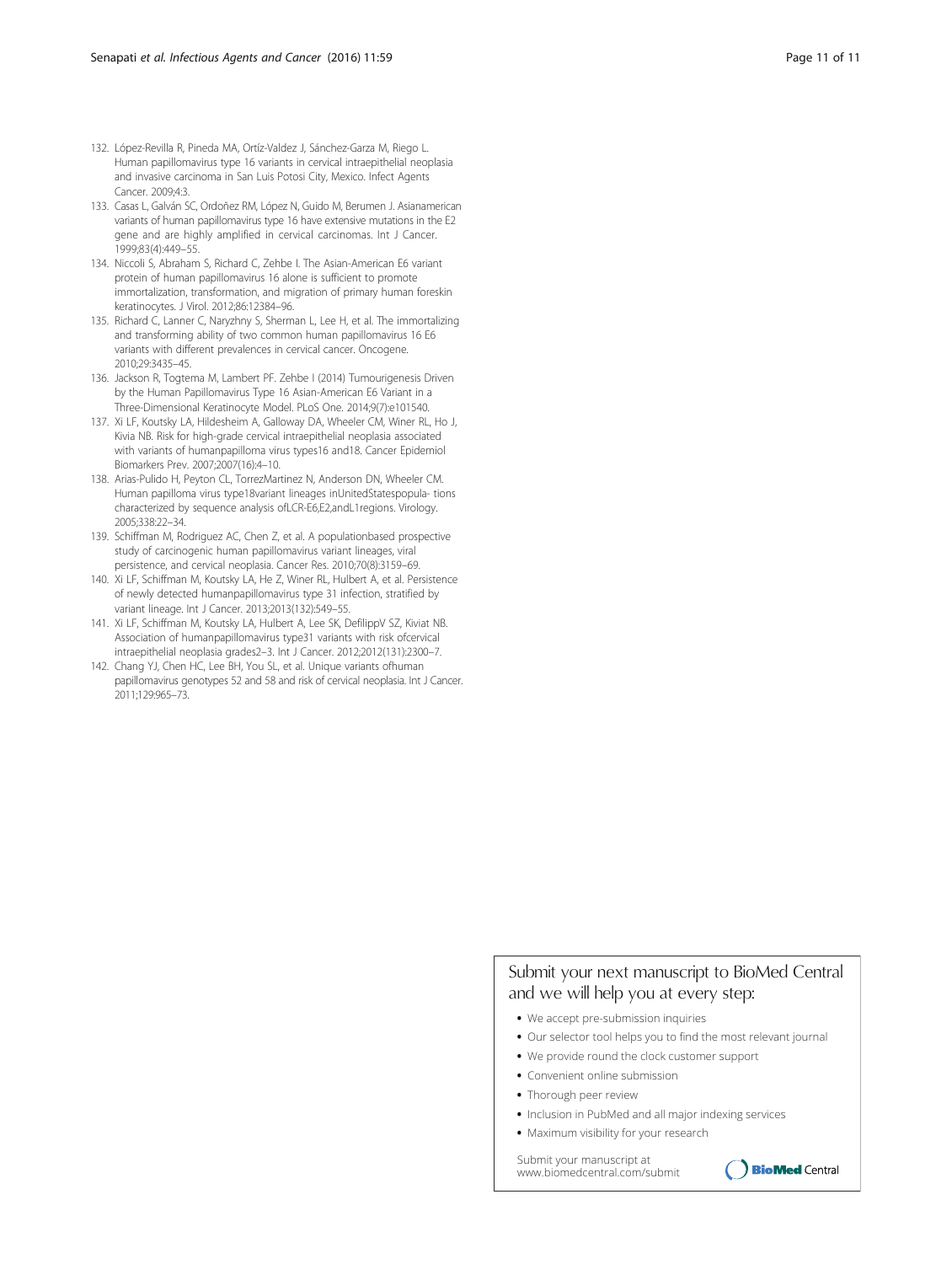132. López-Revilla R, Pineda MA, Ortíz-Valdez J, Sánchez-Garza M, Riego L. Human papillomavirus type 16 variants in cervical intraepithelial neoplasia and invasive carcinoma in San Luis Potosí City, Mexico. Infect Agents Cancer. 2009;4:3.
133. Casas L, Galván SC, Ordoñez RM, López N, Guido M, Berumen J. Asianamerican variants of human papillomavirus type 16 have extensive mutations in the E2 gene and are highly amplified in cervical carcinomas. Int J Cancer. 1999;83(4):449–55.
134. Niccoli S, Abraham S, Richard C, Zehbe I. The Asian-American E6 variant protein of human papillomavirus 16 alone is sufficient to promote immortalization, transformation, and migration of primary human foreskin keratinocytes. J Virol. 2012;86:12384–96.
135. Richard C, Lanner C, Naryzhny S, Sherman L, Lee H, et al. The immortalizing and transforming ability of two common human papillomavirus 16 E6 variants with different prevalences in cervical cancer. Oncogene. 2010;29:3435–45.
136. Jackson R, Togtema M, Lambert PF. Zehbe I (2014) Tumourigenesis Driven by the Human Papillomavirus Type 16 Asian-American E6 Variant in a Three-Dimensional Keratinocyte Model. PLoS One. 2014;9(7):e101540.
137. Xi LF, Koutsky LA, Hildesheim A, Galloway DA, Wheeler CM, Winer RL, Ho J, Kivia NB. Risk for high-grade cervical intraepithelial neoplasia associated with variants of humanpapilloma virus types16 and18. Cancer Epidemiol Biomarkers Prev. 2007;2007(16):4–10.
138. Arias-Pulido H, Peyton CL, TorrezMartinez N, Anderson DN, Wheeler CM. Human papilloma virus type18variant lineages inUnitedStatespopula- tions characterized by sequence analysis ofLCR-E6,E2,andL1regions. Virology. 2005;338:22–34.
139. Schiffman M, Rodriguez AC, Chen Z, et al. A populationbased prospective study of carcinogenic human papillomavirus variant lineages, viral persistence, and cervical neoplasia. Cancer Res. 2010;70(8):3159–69.
140. Xi LF, Schiffman M, Koutsky LA, He Z, Winer RL, Hulbert A, et al. Persistence of newly detected humanpapillomavirus type 31 infection, stratified by variant lineage. Int J Cancer. 2013;2013(132):549–55.
141. Xi LF, Schiffman M, Koutsky LA, Hulbert A, Lee SK, DefilippV SZ, Kiviat NB. Association of humanpapillomavirus type31 variants with risk ofcervical intraepithelial neoplasia grades2–3. Int J Cancer. 2012;2012(131):2300–7.
142. Chang YJ, Chen HC, Lee BH, You SL, et al. Unique variants ofhuman papillomavirus genotypes 52 and 58 and risk of cervical neoplasia. Int J Cancer. 2011;129:965–73.

Submit your next manuscript to BioMed Central and we will help you at every step:

- We accept pre-submission inquiries
- Our selector tool helps you to find the most relevant journal
- We provide round the clock customer support
- Convenient online submission
- Thorough peer review
- Inclusion in PubMed and all major indexing services
- Maximum visibility for your research

Submit your manuscript at www.biomedcentral.com/submit

BioMed Central